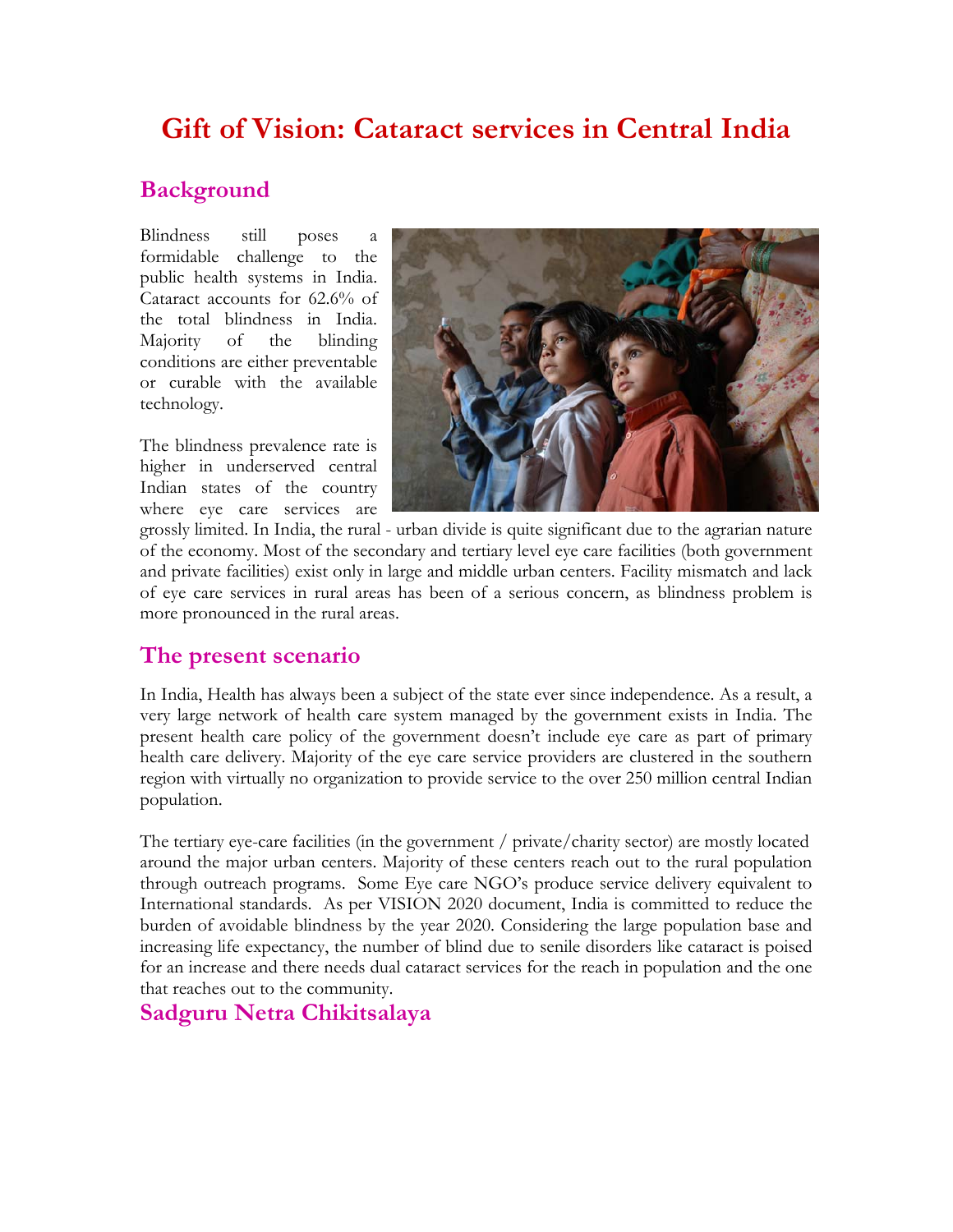# Gift of Vision: Cataract services in Central India

## Background

Blindness still poses a formidable challenge to the public health systems in India. Cataract accounts for 62.6% of the total blindness in India. Majority of the blinding conditions are either preventable or curable with the available technology.

The blindness prevalence rate is higher in underserved central Indian states of the country where eye care services are grossly limited. In India, the rural - urban divide is quite significant due to the agrarian nature of the economy. Most of the secondary and tertiary level eye care facilities (both government and private facilities) exist only in large and middle urban centers. Facility mismatch and lack of eye care services in rural areas has been of a serious concern, as blindness problem is more pronounced in the rural areas.

## The present scenario

In India, Health has always been a subject of the state ever since independence. As a result, a very large network of health care system managed by the government exists in India. The present health care policy of the government doesn't include eye care as part of primary health care delivery. Majority of the eye care service providers are clustered in the southern region with virtually no organization to provide service to the over 250 million central Indian population.

The tertiary eye-care facilities (in the government / private/charity sector) are mostly located around the major urban centers. Majority of these centers reach out to the rural population through outreach programs. Some Eye care NGO's produce service delivery equivalent to International standards. As per VISION 2020 document, India is committed to reduce the burden of avoidable blindness by the year 2020. Considering the large population base and increasing life expectancy, the number of blind due to senile disorders like cataract is poised for an increase and there needs dual cataract services for the reach in population and the one that reaches out to the community.

## Sadguru Netra Chikitsalaya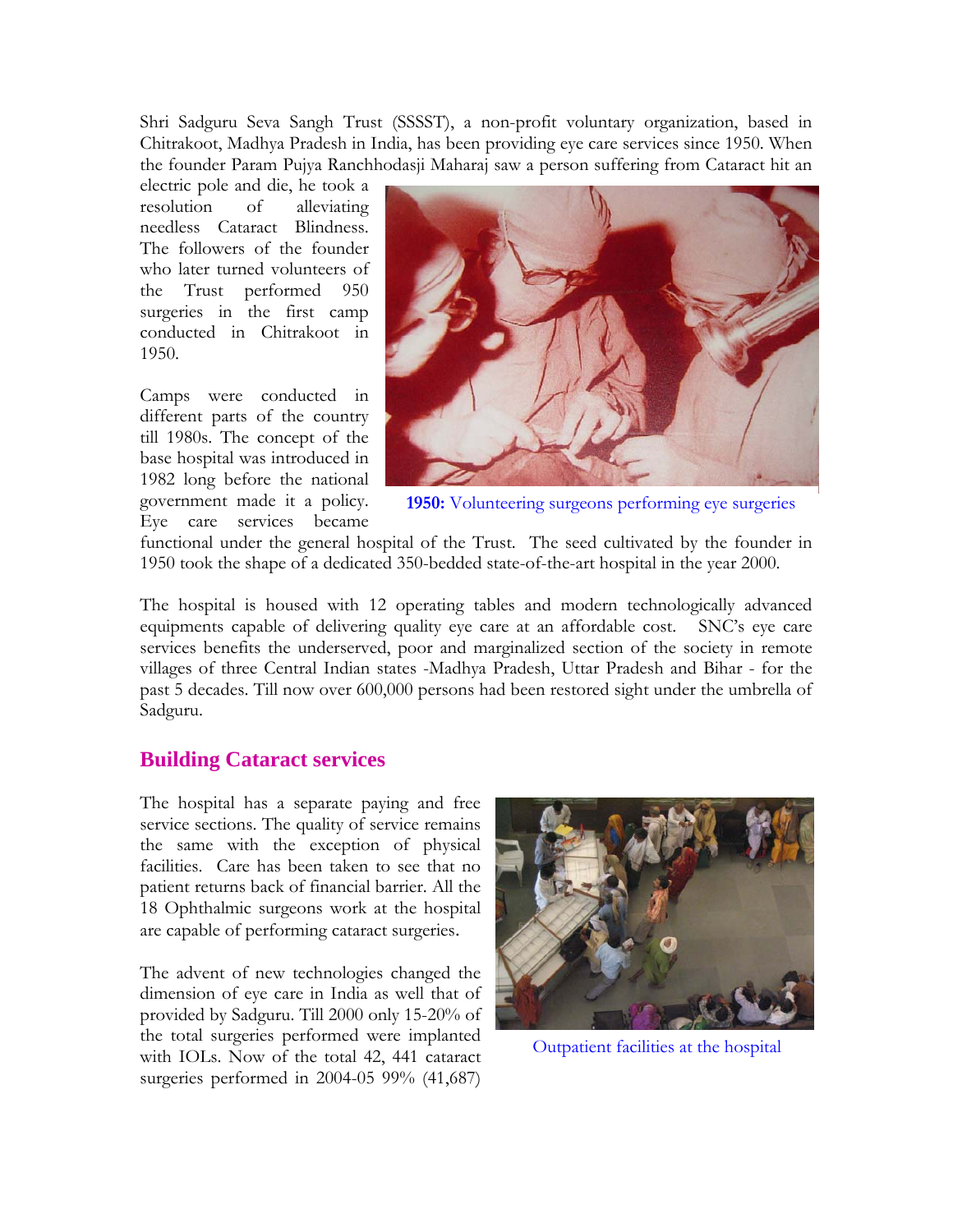Shri Sadguru Seva Sangh Trust (SSSST), a non-profit voluntary organization, based in Chitrakoot, Madhya Pradesh in India, has been providing eye care services since 1950. When the founder Param Pujya Ranchhodasji Maharaj saw a person suffering from Cataract hit an electric pole and die, he took a resolution of alleviating needless Cataract Blindness. The followers of the founder who later turned volunteers of the Trust performed 950 surgeries in the first camp conducted in Chitrakoot in 1950.

**1950:** Volunteering surgeons performing eye surgeries

Camps were conducted in different parts of the country till 1980s. The concept of the base hospital was introduced in 1982 long before the national government made it a policy. Eye care services became functional under the general hospital of the Trust. The seed cultivated by the founder in 1950 took the shape of a dedicated 350-bedded state-of-the-art hospital in the year 2000.

The hospital is housed with 12 operating tables and modern technologically advanced equipments capable of delivering quality eye care at an affordable cost. SNC's eye care services benefits the underserved, poor and marginalized section of the society in remote villages of three Central Indian states -Madhya Pradesh, Uttar Pradesh and Bihar - for the past 5 decades. Till now over 600,000 persons had been restored sight under the umbrella of Sadguru.

## Building Cataract services

The hospital has a separate paying and free service sections. The quality of service remains the same with the exception of physical facilities. Care has been taken to see that no patient returns back of financial barrier. All the 18 Ophthalmic surgeons work at the hospital are capable of performing cataract surgeries.

Outpatient facilities at the hospital

The advent of new technologies changed the dimension of eye care in India as well that of provided by Sadguru. Till 2000 only 15-20% of the total surgeries performed were implanted with IOLs. Now of the total 42, 441 cataract surgeries performed in 2004-05 99% (41,687)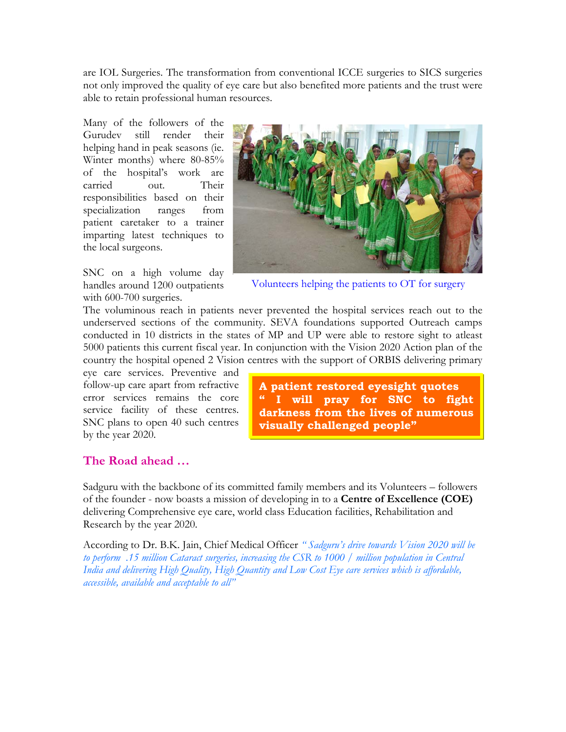are IOL Surgeries. The transformation from conventional ICCE surgeries to SICS surgeries not only improved the quality of eye care but also benefited more patients and the trust were able to retain professional human resources.

Many of the followers of the Gurudev still render their helping hand in peak seasons (ie. Winter months) where 80-85% of the hospital's work are carried out. Their responsibilities based on their specialization ranges from patient caretaker to a trainer imparting latest techniques to the local surgeons.

Volunteers helping the patients to OT for surgery

SNC on a high volume day handles around 1200 outpatients with 600-700 surgeries.

The voluminous reach in patients never prevented the hospital services reach out to the underserved sections of the community. SEVA foundations supported Outreach camps conducted in 10 districts in the states of MP and UP were able to restore sight to atleast 5000 patients this current fiscal year. In conjunction with the Vision 2020 Action plan of the country the hospital opened 2 Vision centres with the support of ORBIS delivering primary eye care services. Preventive and follow-up care apart from refractive error services remains the core service facility of these centres. SNC plans to open 40 such centres by the year 2020.

**A patient restored eyesight quotes " I will pray for SNC to fight darkness from the lives of numerous visually challenged people"**

## The Road ahead …

Sadguru with the backbone of its committed family members and its Volunteers – followers of the founder - now boasts a mission of developing in to a **Centre of Excellence (COE)** delivering Comprehensive eye care, world class Education facilities, Rehabilitation and Research by the year 2020.

According to Dr. B.K. Jain, Chief Medical Officer *" Sadguru's drive towards Vision 2020 will be to perform .15 million Cataract surgeries, increasing the CSR to 1000 / million population in Central India and delivering High Quality, High Quantity and Low Cost Eye care services which is affordable, accessible, available and acceptable to all"*